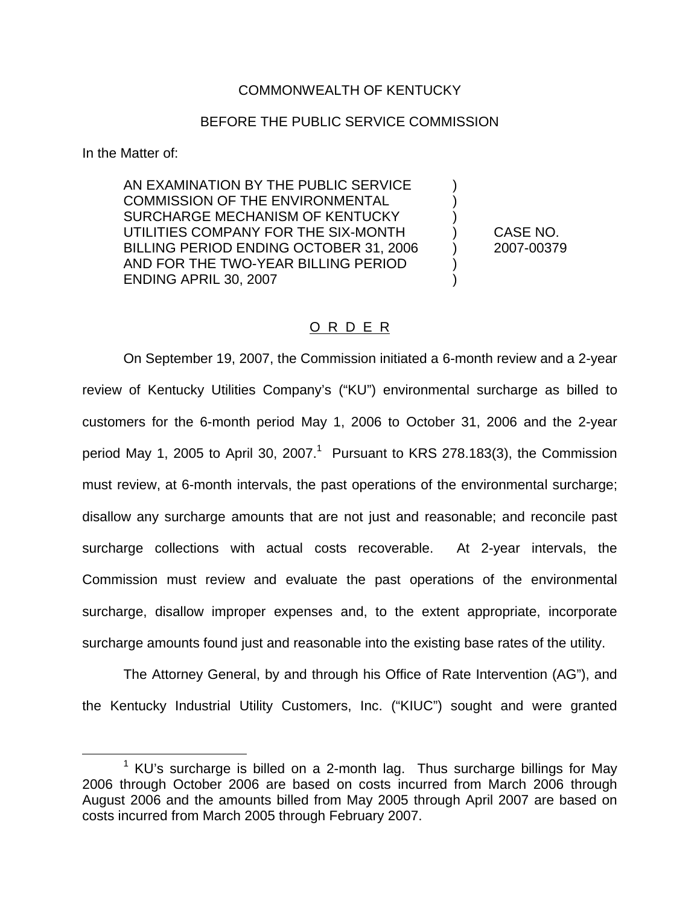COMMONWEALTH OF KENTUCKY

BEFORE THE PUBLIC SERVICE COMMISSION

In the Matter of:

| | | |
|---|---|---|
| AN EXAMINATION BY THE PUBLIC SERVICE COMMISSION OF THE ENVIRONMENTAL SURCHARGE MECHANISM OF KENTUCKY UTILITIES COMPANY FOR THE SIX-MONTH BILLING PERIOD ENDING OCTOBER 31, 2006 AND FOR THE TWO-YEAR BILLING PERIOD ENDING APRIL 30, 2007 | ) | CASE NO. 2007-00379 |

O R D E R

On September 19, 2007, the Commission initiated a 6-month review and a 2-year review of Kentucky Utilities Company's ("KU") environmental surcharge as billed to customers for the 6-month period May 1, 2006 to October 31, 2006 and the 2-year period May 1, 2005 to April 30, 2007.[1] Pursuant to KRS 278.183(3), the Commission must review, at 6-month intervals, the past operations of the environmental surcharge; disallow any surcharge amounts that are not just and reasonable; and reconcile past surcharge collections with actual costs recoverable. At 2-year intervals, the Commission must review and evaluate the past operations of the environmental surcharge, disallow improper expenses and, to the extent appropriate, incorporate surcharge amounts found just and reasonable into the existing base rates of the utility.

The Attorney General, by and through his Office of Rate Intervention (AG"), and the Kentucky Industrial Utility Customers, Inc. ("KIUC") sought and were granted

[1] KU's surcharge is billed on a 2-month lag. Thus surcharge billings for May 2006 through October 2006 are based on costs incurred from March 2006 through August 2006 and the amounts billed from May 2005 through April 2007 are based on costs incurred from March 2005 through February 2007.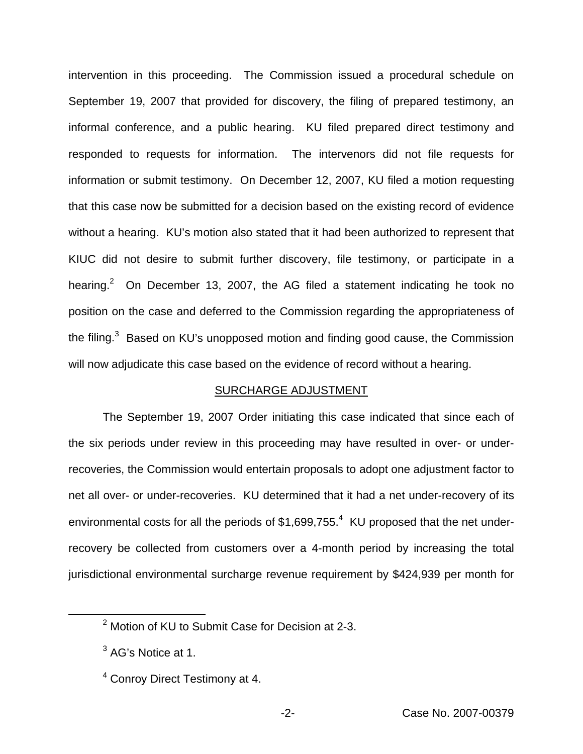intervention in this proceeding. The Commission issued a procedural schedule on September 19, 2007 that provided for discovery, the filing of prepared testimony, an informal conference, and a public hearing. KU filed prepared direct testimony and responded to requests for information. The intervenors did not file requests for information or submit testimony. On December 12, 2007, KU filed a motion requesting that this case now be submitted for a decision based on the existing record of evidence without a hearing. KU's motion also stated that it had been authorized to represent that KIUC did not desire to submit further discovery, file testimony, or participate in a hearing.[2] On December 13, 2007, the AG filed a statement indicating he took no position on the case and deferred to the Commission regarding the appropriateness of the filing.[3] Based on KU's unopposed motion and finding good cause, the Commission will now adjudicate this case based on the evidence of record without a hearing.

## SURCHARGE ADJUSTMENT

The September 19, 2007 Order initiating this case indicated that since each of the six periods under review in this proceeding may have resulted in over- or under-recoveries, the Commission would entertain proposals to adopt one adjustment factor to net all over- or under-recoveries. KU determined that it had a net under-recovery of its environmental costs for all the periods of $1,699,755.[4] KU proposed that the net under-recovery be collected from customers over a 4-month period by increasing the total jurisdictional environmental surcharge revenue requirement by $424,939 per month for

[2] Motion of KU to Submit Case for Decision at 2-3.

[3] AG's Notice at 1.

[4] Conroy Direct Testimony at 4.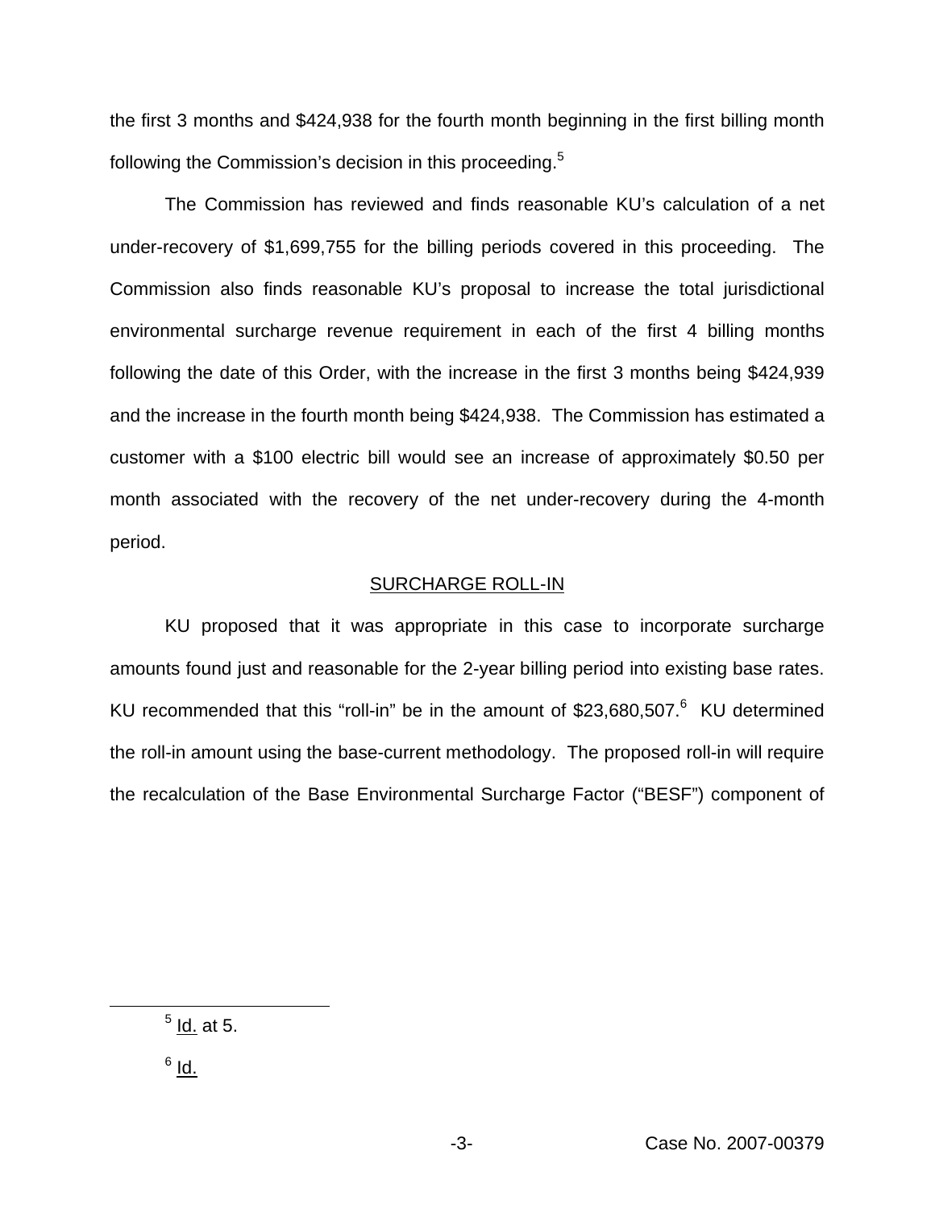the first 3 months and $424,938 for the fourth month beginning in the first billing month following the Commission's decision in this proceeding.[5]

The Commission has reviewed and finds reasonable KU's calculation of a net under-recovery of $1,699,755 for the billing periods covered in this proceeding. The Commission also finds reasonable KU's proposal to increase the total jurisdictional environmental surcharge revenue requirement in each of the first 4 billing months following the date of this Order, with the increase in the first 3 months being $424,939 and the increase in the fourth month being $424,938. The Commission has estimated a customer with a $100 electric bill would see an increase of approximately $0.50 per month associated with the recovery of the net under-recovery during the 4-month period.

## SURCHARGE ROLL-IN

KU proposed that it was appropriate in this case to incorporate surcharge amounts found just and reasonable for the 2-year billing period into existing base rates. KU recommended that this "roll-in" be in the amount of $23,680,507.[6] KU determined the roll-in amount using the base-current methodology. The proposed roll-in will require the recalculation of the Base Environmental Surcharge Factor ("BESF") component of

---

[5] Id. at 5.

[6] Id.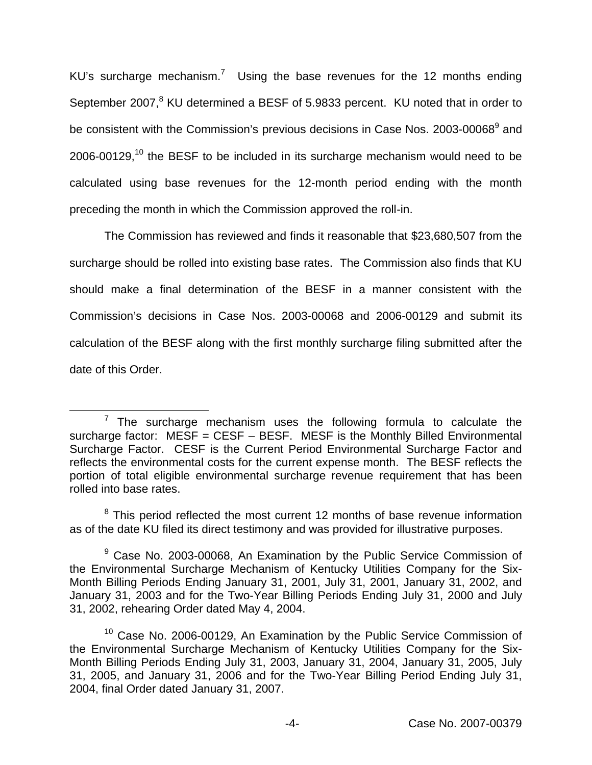KU's surcharge mechanism.[7] Using the base revenues for the 12 months ending September 2007,[8] KU determined a BESF of 5.9833 percent. KU noted that in order to be consistent with the Commission's previous decisions in Case Nos. 2003-00068[9] and 2006-00129,[10] the BESF to be included in its surcharge mechanism would need to be calculated using base revenues for the 12-month period ending with the month preceding the month in which the Commission approved the roll-in.

The Commission has reviewed and finds it reasonable that $23,680,507 from the surcharge should be rolled into existing base rates. The Commission also finds that KU should make a final determination of the BESF in a manner consistent with the Commission's decisions in Case Nos. 2003-00068 and 2006-00129 and submit its calculation of the BESF along with the first monthly surcharge filing submitted after the date of this Order.

---

[7] The surcharge mechanism uses the following formula to calculate the surcharge factor: MESF = CESF – BESF. MESF is the Monthly Billed Environmental Surcharge Factor. CESF is the Current Period Environmental Surcharge Factor and reflects the environmental costs for the current expense month. The BESF reflects the portion of total eligible environmental surcharge revenue requirement that has been rolled into base rates.

[8] This period reflected the most current 12 months of base revenue information as of the date KU filed its direct testimony and was provided for illustrative purposes.

[9] Case No. 2003-00068, An Examination by the Public Service Commission of the Environmental Surcharge Mechanism of Kentucky Utilities Company for the Six-Month Billing Periods Ending January 31, 2001, July 31, 2001, January 31, 2002, and January 31, 2003 and for the Two-Year Billing Periods Ending July 31, 2000 and July 31, 2002, rehearing Order dated May 4, 2004.

[10] Case No. 2006-00129, An Examination by the Public Service Commission of the Environmental Surcharge Mechanism of Kentucky Utilities Company for the Six-Month Billing Periods Ending July 31, 2003, January 31, 2004, January 31, 2005, July 31, 2005, and January 31, 2006 and for the Two-Year Billing Period Ending July 31, 2004, final Order dated January 31, 2007.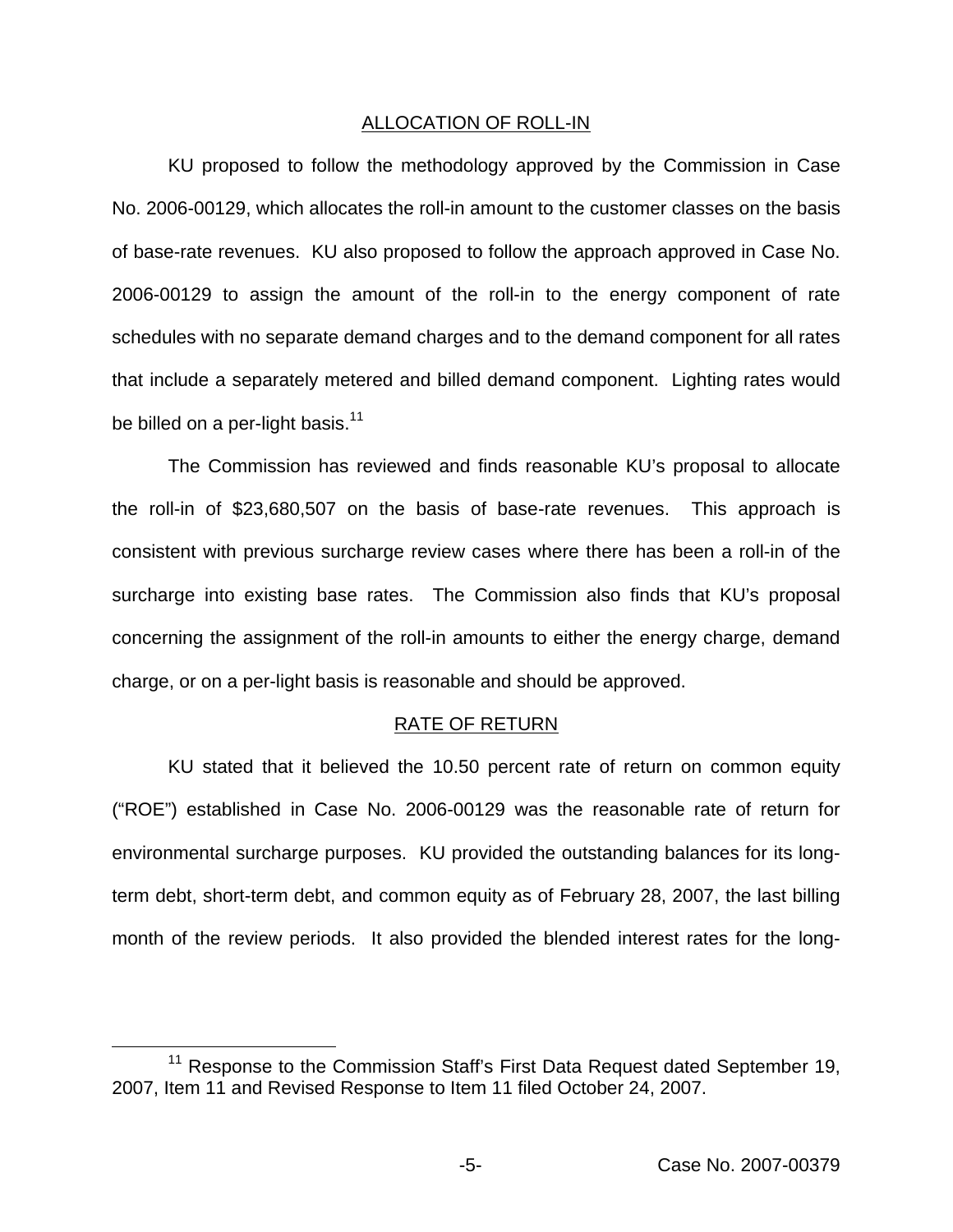## ALLOCATION OF ROLL-IN

KU proposed to follow the methodology approved by the Commission in Case No. 2006-00129, which allocates the roll-in amount to the customer classes on the basis of base-rate revenues. KU also proposed to follow the approach approved in Case No. 2006-00129 to assign the amount of the roll-in to the energy component of rate schedules with no separate demand charges and to the demand component for all rates that include a separately metered and billed demand component. Lighting rates would be billed on a per-light basis.[11]

The Commission has reviewed and finds reasonable KU's proposal to allocate the roll-in of $23,680,507 on the basis of base-rate revenues. This approach is consistent with previous surcharge review cases where there has been a roll-in of the surcharge into existing base rates. The Commission also finds that KU's proposal concerning the assignment of the roll-in amounts to either the energy charge, demand charge, or on a per-light basis is reasonable and should be approved.

## RATE OF RETURN

KU stated that it believed the 10.50 percent rate of return on common equity ("ROE") established in Case No. 2006-00129 was the reasonable rate of return for environmental surcharge purposes. KU provided the outstanding balances for its long-term debt, short-term debt, and common equity as of February 28, 2007, the last billing month of the review periods. It also provided the blended interest rates for the long-

[11] Response to the Commission Staff's First Data Request dated September 19, 2007, Item 11 and Revised Response to Item 11 filed October 24, 2007.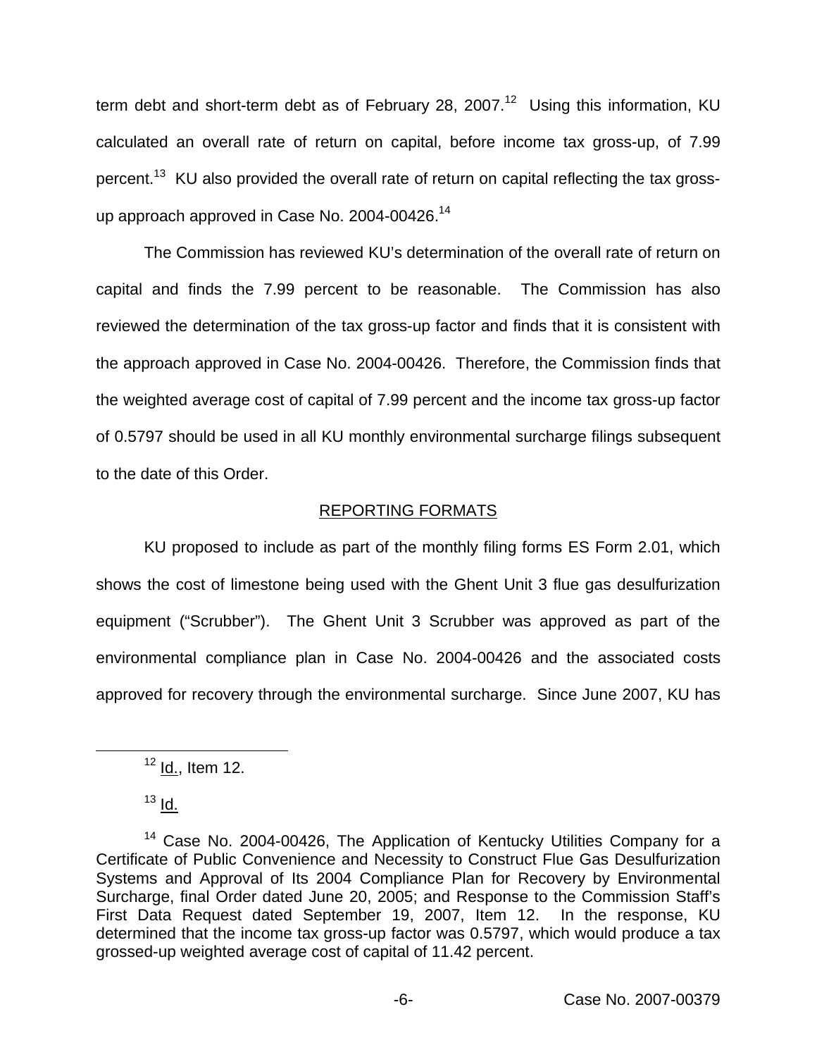term debt and short-term debt as of February 28, 2007.[12] Using this information, KU calculated an overall rate of return on capital, before income tax gross-up, of 7.99 percent.[13] KU also provided the overall rate of return on capital reflecting the tax gross-up approach approved in Case No. 2004-00426.[14]

The Commission has reviewed KU's determination of the overall rate of return on capital and finds the 7.99 percent to be reasonable. The Commission has also reviewed the determination of the tax gross-up factor and finds that it is consistent with the approach approved in Case No. 2004-00426. Therefore, the Commission finds that the weighted average cost of capital of 7.99 percent and the income tax gross-up factor of 0.5797 should be used in all KU monthly environmental surcharge filings subsequent to the date of this Order.

## REPORTING FORMATS

KU proposed to include as part of the monthly filing forms ES Form 2.01, which shows the cost of limestone being used with the Ghent Unit 3 flue gas desulfurization equipment ("Scrubber"). The Ghent Unit 3 Scrubber was approved as part of the environmental compliance plan in Case No. 2004-00426 and the associated costs approved for recovery through the environmental surcharge. Since June 2007, KU has

---

[12] Id., Item 12.

[13] Id.

[14] Case No. 2004-00426, The Application of Kentucky Utilities Company for a Certificate of Public Convenience and Necessity to Construct Flue Gas Desulfurization Systems and Approval of Its 2004 Compliance Plan for Recovery by Environmental Surcharge, final Order dated June 20, 2005; and Response to the Commission Staff's First Data Request dated September 19, 2007, Item 12. In the response, KU determined that the income tax gross-up factor was 0.5797, which would produce a tax grossed-up weighted average cost of capital of 11.42 percent.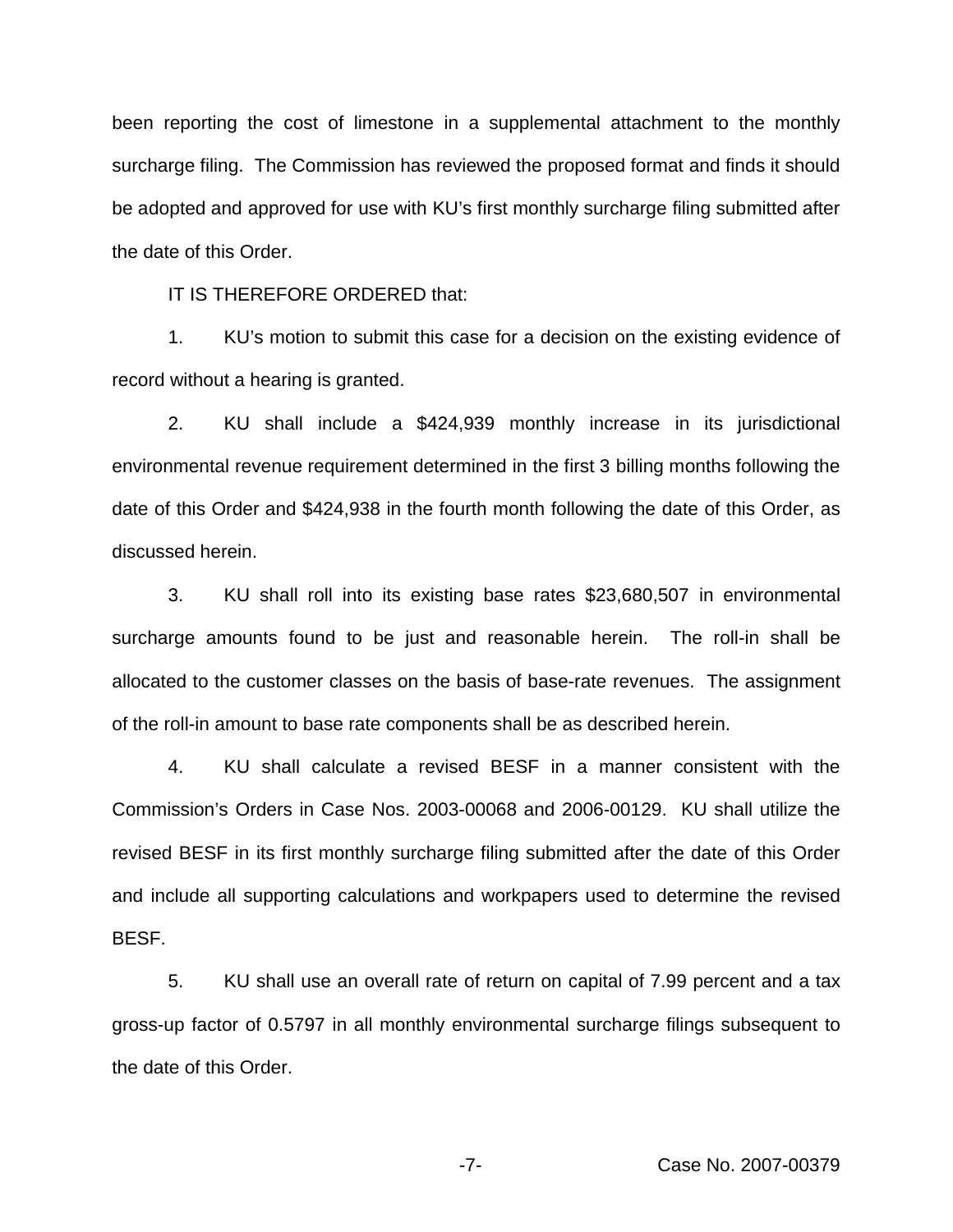been reporting the cost of limestone in a supplemental attachment to the monthly surcharge filing. The Commission has reviewed the proposed format and finds it should be adopted and approved for use with KU's first monthly surcharge filing submitted after the date of this Order.

IT IS THEREFORE ORDERED that:

1. KU's motion to submit this case for a decision on the existing evidence of record without a hearing is granted.

2. KU shall include a $424,939 monthly increase in its jurisdictional environmental revenue requirement determined in the first 3 billing months following the date of this Order and $424,938 in the fourth month following the date of this Order, as discussed herein.

3. KU shall roll into its existing base rates $23,680,507 in environmental surcharge amounts found to be just and reasonable herein. The roll-in shall be allocated to the customer classes on the basis of base-rate revenues. The assignment of the roll-in amount to base rate components shall be as described herein.

4. KU shall calculate a revised BESF in a manner consistent with the Commission's Orders in Case Nos. 2003-00068 and 2006-00129. KU shall utilize the revised BESF in its first monthly surcharge filing submitted after the date of this Order and include all supporting calculations and workpapers used to determine the revised BESF.

5. KU shall use an overall rate of return on capital of 7.99 percent and a tax gross-up factor of 0.5797 in all monthly environmental surcharge filings subsequent to the date of this Order.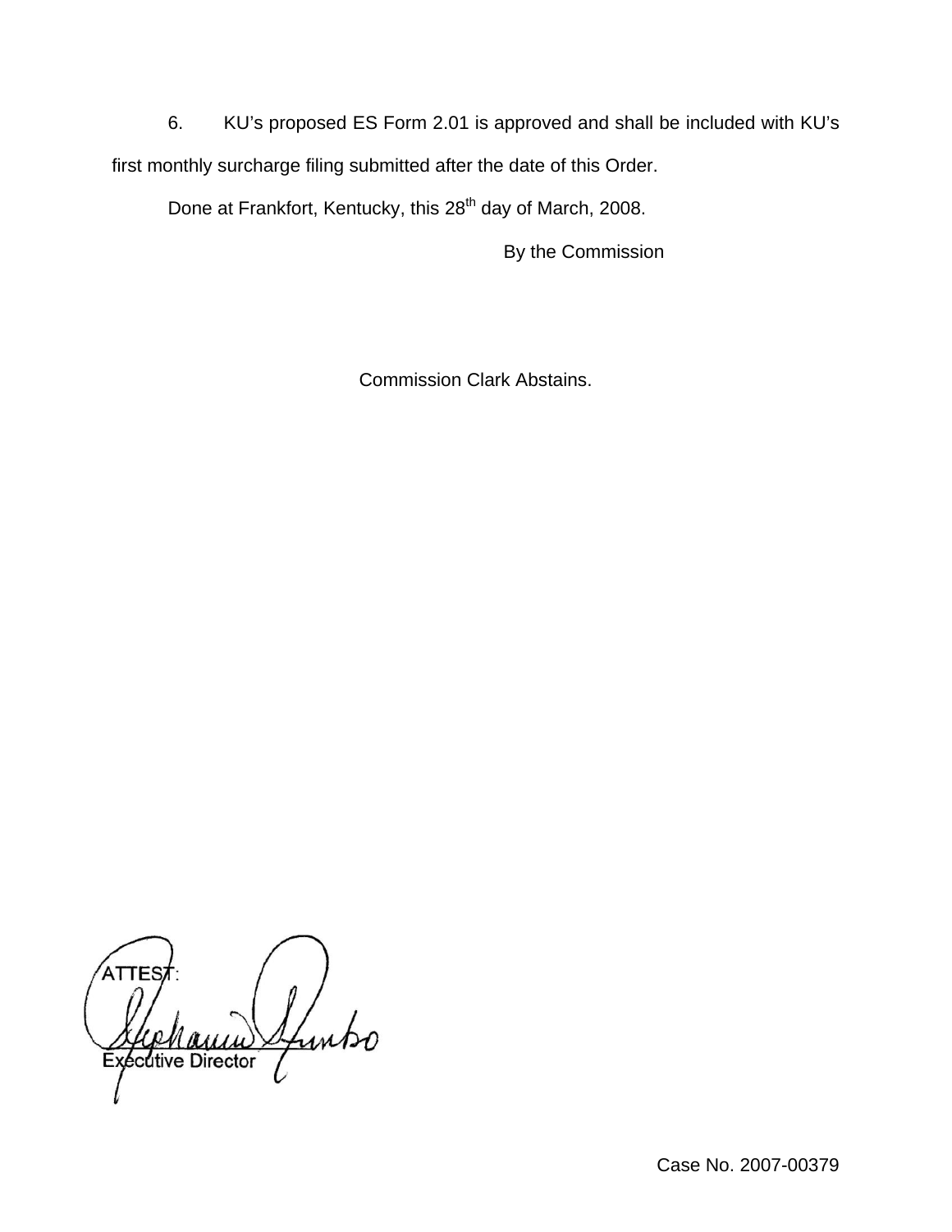6. KU's proposed ES Form 2.01 is approved and shall be included with KU's first monthly surcharge filing submitted after the date of this Order.

Done at Frankfort, Kentucky, this 28th day of March, 2008.

By the Commission

Commission Clark Abstains.

ATTEST:

Executive Director

Case No. 2007-00379